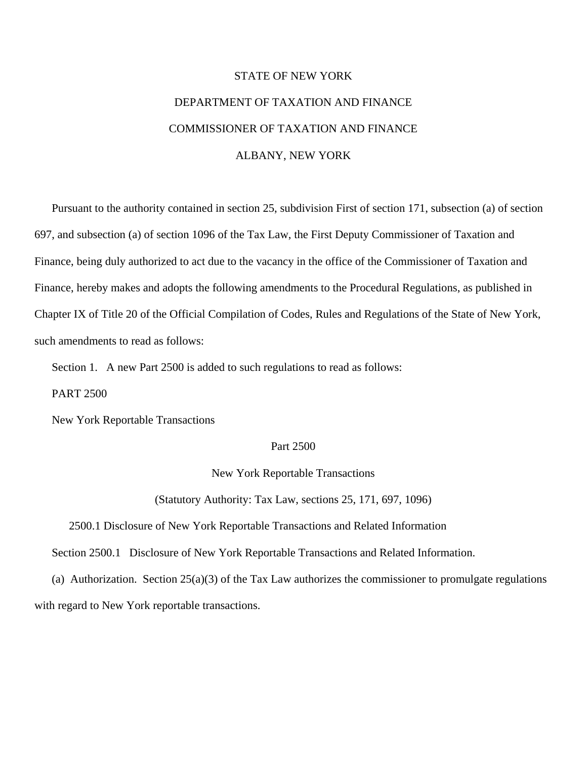STATE OF NEW YORK

DEPARTMENT OF TAXATION AND FINANCE

COMMISSIONER OF TAXATION AND FINANCE

ALBANY, NEW YORK

Pursuant to the authority contained in section 25, subdivision First of section 171, subsection (a) of section 697, and subsection (a) of section 1096 of the Tax Law, the First Deputy Commissioner of Taxation and Finance, being duly authorized to act due to the vacancy in the office of the Commissioner of Taxation and Finance, hereby makes and adopts the following amendments to the Procedural Regulations, as published in Chapter IX of Title 20 of the Official Compilation of Codes, Rules and Regulations of the State of New York, such amendments to read as follows:

Section 1. A new Part 2500 is added to such regulations to read as follows:

PART 2500

New York Reportable Transactions

Part 2500

New York Reportable Transactions

(Statutory Authority: Tax Law, sections 25, 171, 697, 1096)

2500.1 Disclosure of New York Reportable Transactions and Related Information

Section 2500.1 Disclosure of New York Reportable Transactions and Related Information.

(a) Authorization. Section 25(a)(3) of the Tax Law authorizes the commissioner to promulgate regulations with regard to New York reportable transactions.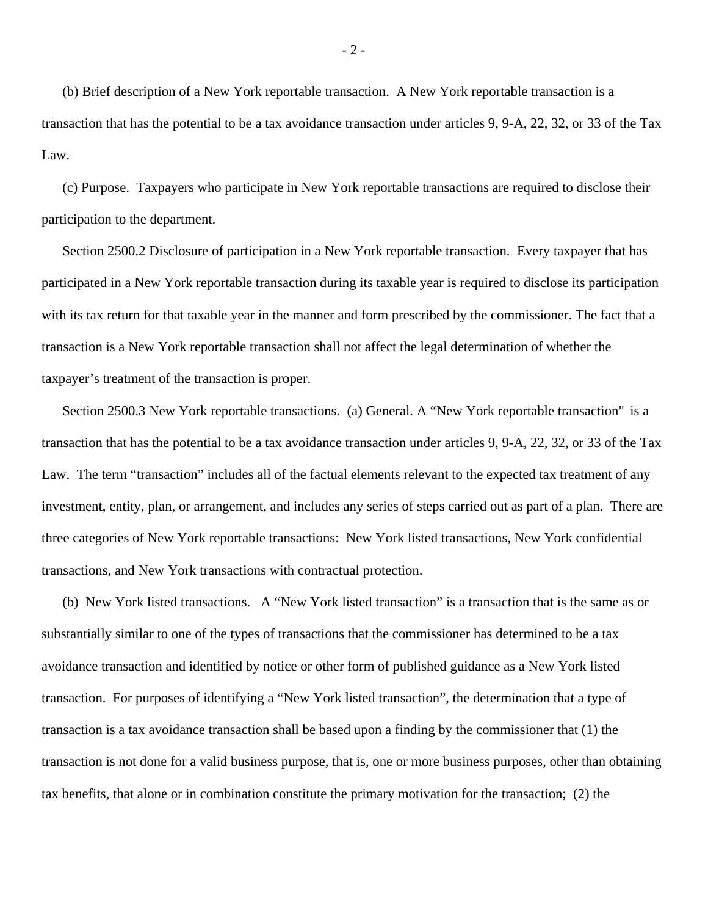(b) Brief description of a New York reportable transaction. A New York reportable transaction is a transaction that has the potential to be a tax avoidance transaction under articles 9, 9-A, 22, 32, or 33 of the Tax Law.

(c) Purpose. Taxpayers who participate in New York reportable transactions are required to disclose their participation to the department.

Section 2500.2 Disclosure of participation in a New York reportable transaction. Every taxpayer that has participated in a New York reportable transaction during its taxable year is required to disclose its participation with its tax return for that taxable year in the manner and form prescribed by the commissioner. The fact that a transaction is a New York reportable transaction shall not affect the legal determination of whether the taxpayer's treatment of the transaction is proper.

Section 2500.3 New York reportable transactions. (a) General. A "New York reportable transaction" is a transaction that has the potential to be a tax avoidance transaction under articles 9, 9-A, 22, 32, or 33 of the Tax Law. The term "transaction" includes all of the factual elements relevant to the expected tax treatment of any investment, entity, plan, or arrangement, and includes any series of steps carried out as part of a plan. There are three categories of New York reportable transactions: New York listed transactions, New York confidential transactions, and New York transactions with contractual protection.

(b) New York listed transactions. A "New York listed transaction" is a transaction that is the same as or substantially similar to one of the types of transactions that the commissioner has determined to be a tax avoidance transaction and identified by notice or other form of published guidance as a New York listed transaction. For purposes of identifying a "New York listed transaction", the determination that a type of transaction is a tax avoidance transaction shall be based upon a finding by the commissioner that (1) the transaction is not done for a valid business purpose, that is, one or more business purposes, other than obtaining tax benefits, that alone or in combination constitute the primary motivation for the transaction; (2) the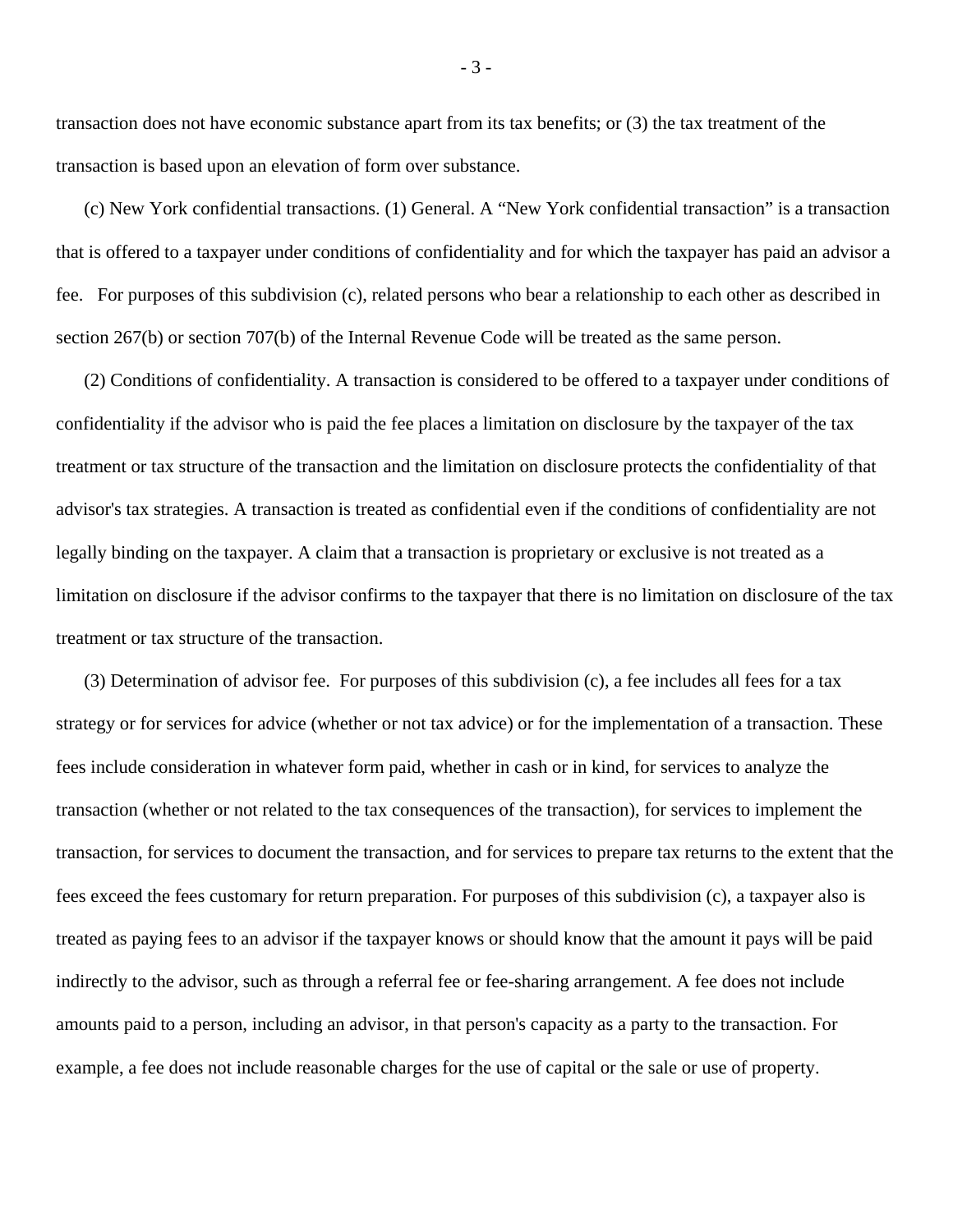transaction does not have economic substance apart from its tax benefits; or (3) the tax treatment of the transaction is based upon an elevation of form over substance.

(c) New York confidential transactions. (1) General. A "New York confidential transaction" is a transaction that is offered to a taxpayer under conditions of confidentiality and for which the taxpayer has paid an advisor a fee. For purposes of this subdivision (c), related persons who bear a relationship to each other as described in section 267(b) or section 707(b) of the Internal Revenue Code will be treated as the same person.

(2) Conditions of confidentiality. A transaction is considered to be offered to a taxpayer under conditions of confidentiality if the advisor who is paid the fee places a limitation on disclosure by the taxpayer of the tax treatment or tax structure of the transaction and the limitation on disclosure protects the confidentiality of that advisor's tax strategies. A transaction is treated as confidential even if the conditions of confidentiality are not legally binding on the taxpayer. A claim that a transaction is proprietary or exclusive is not treated as a limitation on disclosure if the advisor confirms to the taxpayer that there is no limitation on disclosure of the tax treatment or tax structure of the transaction.

(3) Determination of advisor fee. For purposes of this subdivision (c), a fee includes all fees for a tax strategy or for services for advice (whether or not tax advice) or for the implementation of a transaction. These fees include consideration in whatever form paid, whether in cash or in kind, for services to analyze the transaction (whether or not related to the tax consequences of the transaction), for services to implement the transaction, for services to document the transaction, and for services to prepare tax returns to the extent that the fees exceed the fees customary for return preparation. For purposes of this subdivision (c), a taxpayer also is treated as paying fees to an advisor if the taxpayer knows or should know that the amount it pays will be paid indirectly to the advisor, such as through a referral fee or fee-sharing arrangement. A fee does not include amounts paid to a person, including an advisor, in that person's capacity as a party to the transaction. For example, a fee does not include reasonable charges for the use of capital or the sale or use of property.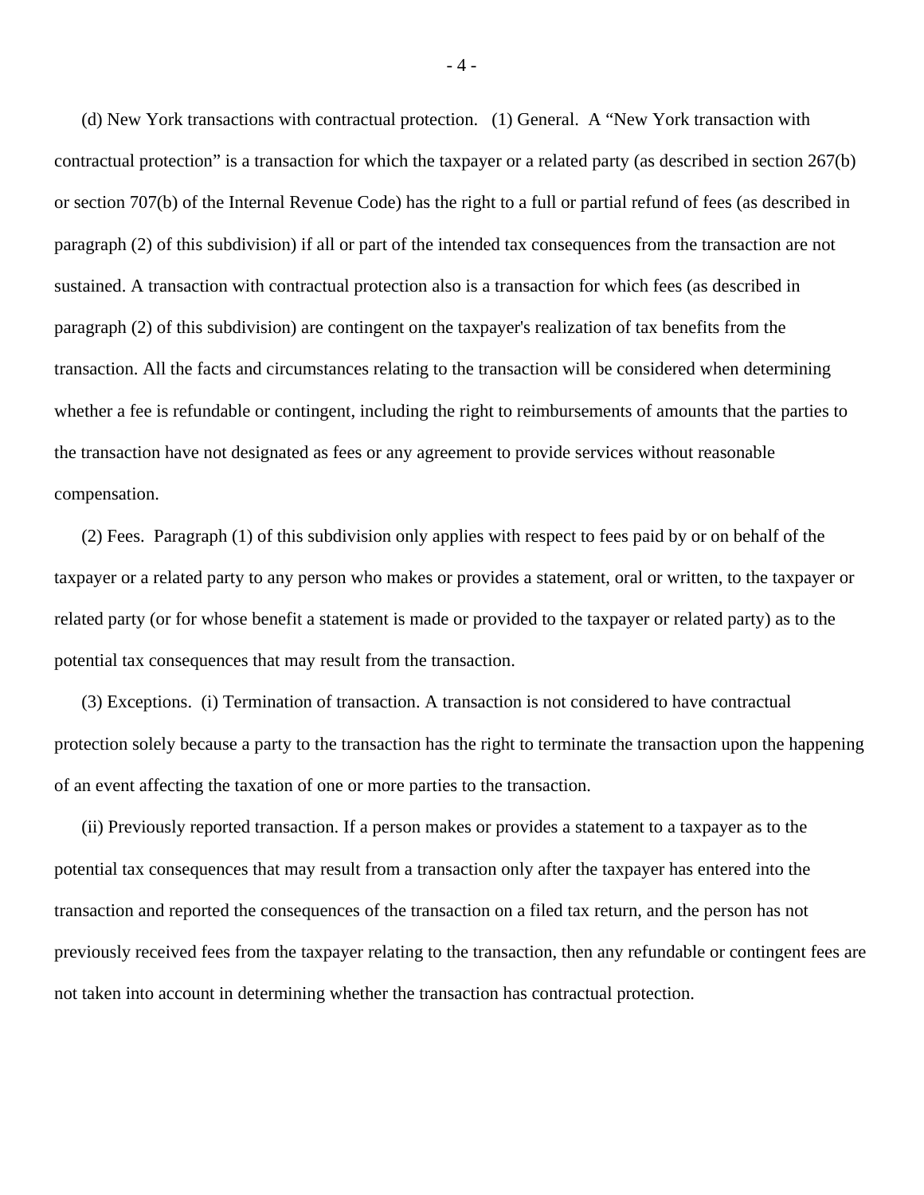(d) New York transactions with contractual protection. (1) General. A "New York transaction with contractual protection" is a transaction for which the taxpayer or a related party (as described in section 267(b) or section 707(b) of the Internal Revenue Code) has the right to a full or partial refund of fees (as described in paragraph (2) of this subdivision) if all or part of the intended tax consequences from the transaction are not sustained. A transaction with contractual protection also is a transaction for which fees (as described in paragraph (2) of this subdivision) are contingent on the taxpayer's realization of tax benefits from the transaction. All the facts and circumstances relating to the transaction will be considered when determining whether a fee is refundable or contingent, including the right to reimbursements of amounts that the parties to the transaction have not designated as fees or any agreement to provide services without reasonable compensation.

(2) Fees. Paragraph (1) of this subdivision only applies with respect to fees paid by or on behalf of the taxpayer or a related party to any person who makes or provides a statement, oral or written, to the taxpayer or related party (or for whose benefit a statement is made or provided to the taxpayer or related party) as to the potential tax consequences that may result from the transaction.

(3) Exceptions. (i) Termination of transaction. A transaction is not considered to have contractual protection solely because a party to the transaction has the right to terminate the transaction upon the happening of an event affecting the taxation of one or more parties to the transaction.

(ii) Previously reported transaction. If a person makes or provides a statement to a taxpayer as to the potential tax consequences that may result from a transaction only after the taxpayer has entered into the transaction and reported the consequences of the transaction on a filed tax return, and the person has not previously received fees from the taxpayer relating to the transaction, then any refundable or contingent fees are not taken into account in determining whether the transaction has contractual protection.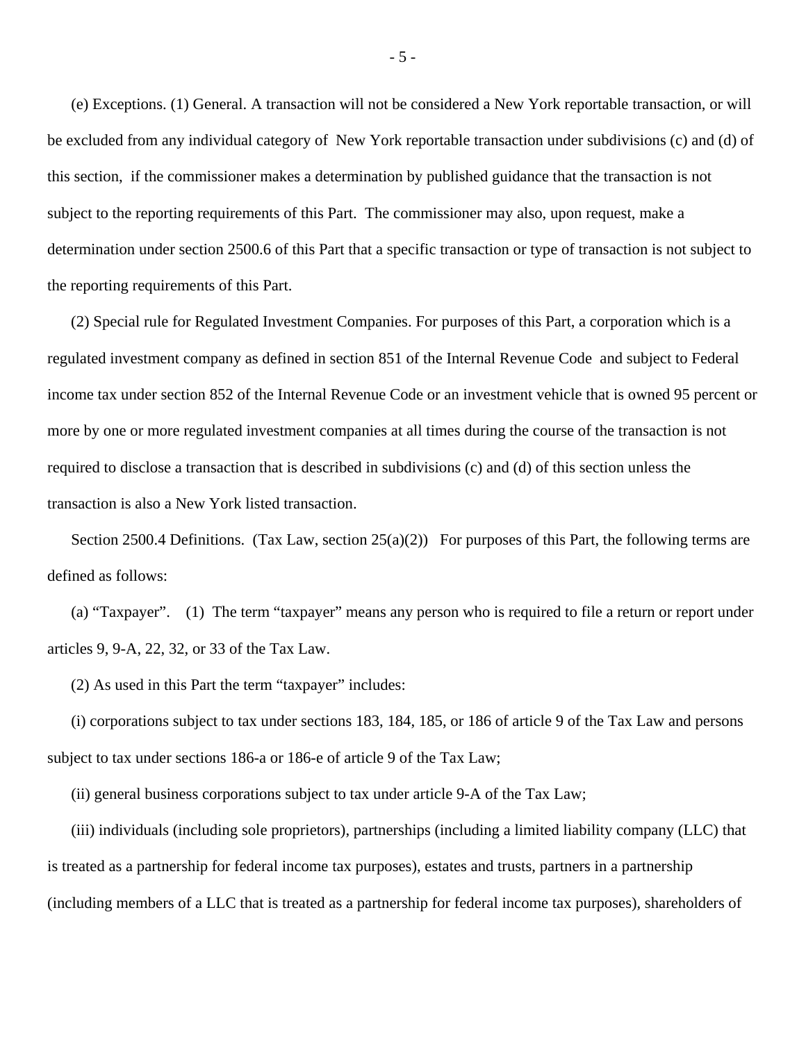(e) Exceptions. (1) General. A transaction will not be considered a New York reportable transaction, or will be excluded from any individual category of New York reportable transaction under subdivisions (c) and (d) of this section, if the commissioner makes a determination by published guidance that the transaction is not subject to the reporting requirements of this Part. The commissioner may also, upon request, make a determination under section 2500.6 of this Part that a specific transaction or type of transaction is not subject to the reporting requirements of this Part.

(2) Special rule for Regulated Investment Companies. For purposes of this Part, a corporation which is a regulated investment company as defined in section 851 of the Internal Revenue Code and subject to Federal income tax under section 852 of the Internal Revenue Code or an investment vehicle that is owned 95 percent or more by one or more regulated investment companies at all times during the course of the transaction is not required to disclose a transaction that is described in subdivisions (c) and (d) of this section unless the transaction is also a New York listed transaction.

Section 2500.4 Definitions. (Tax Law, section 25(a)(2)) For purposes of this Part, the following terms are defined as follows:

(a) "Taxpayer". (1) The term "taxpayer" means any person who is required to file a return or report under articles 9, 9-A, 22, 32, or 33 of the Tax Law.

(2) As used in this Part the term "taxpayer" includes:

(i) corporations subject to tax under sections 183, 184, 185, or 186 of article 9 of the Tax Law and persons subject to tax under sections 186-a or 186-e of article 9 of the Tax Law;

(ii) general business corporations subject to tax under article 9-A of the Tax Law;

(iii) individuals (including sole proprietors), partnerships (including a limited liability company (LLC) that is treated as a partnership for federal income tax purposes), estates and trusts, partners in a partnership (including members of a LLC that is treated as a partnership for federal income tax purposes), shareholders of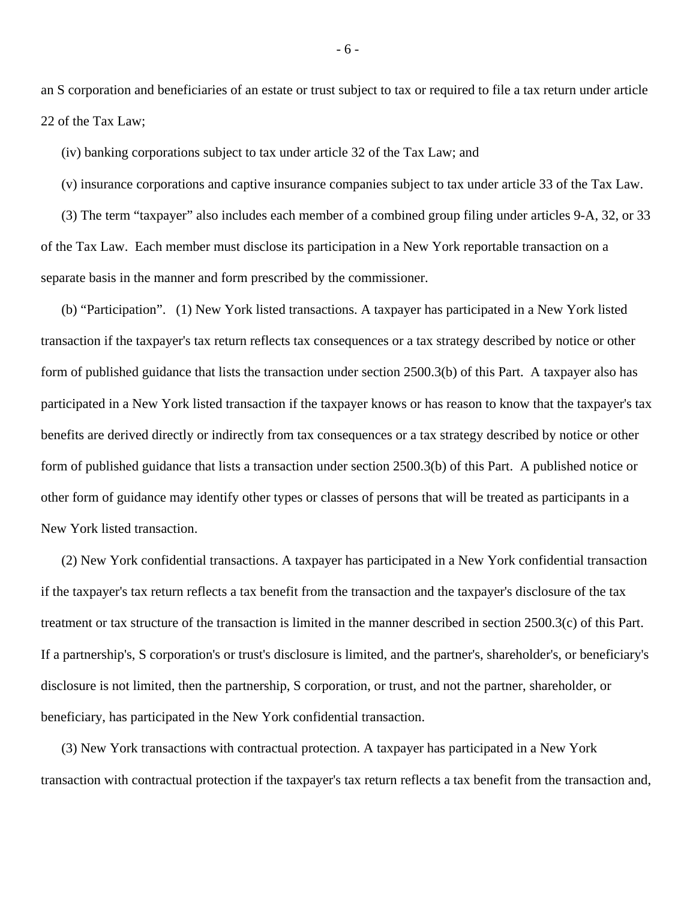an S corporation and beneficiaries of an estate or trust subject to tax or required to file a tax return under article 22 of the Tax Law;

(iv) banking corporations subject to tax under article 32 of the Tax Law; and

(v) insurance corporations and captive insurance companies subject to tax under article 33 of the Tax Law.

(3) The term "taxpayer" also includes each member of a combined group filing under articles 9-A, 32, or 33 of the Tax Law. Each member must disclose its participation in a New York reportable transaction on a separate basis in the manner and form prescribed by the commissioner.

(b) "Participation". (1) New York listed transactions. A taxpayer has participated in a New York listed transaction if the taxpayer's tax return reflects tax consequences or a tax strategy described by notice or other form of published guidance that lists the transaction under section 2500.3(b) of this Part. A taxpayer also has participated in a New York listed transaction if the taxpayer knows or has reason to know that the taxpayer's tax benefits are derived directly or indirectly from tax consequences or a tax strategy described by notice or other form of published guidance that lists a transaction under section 2500.3(b) of this Part. A published notice or other form of guidance may identify other types or classes of persons that will be treated as participants in a New York listed transaction.

(2) New York confidential transactions. A taxpayer has participated in a New York confidential transaction if the taxpayer's tax return reflects a tax benefit from the transaction and the taxpayer's disclosure of the tax treatment or tax structure of the transaction is limited in the manner described in section 2500.3(c) of this Part. If a partnership's, S corporation's or trust's disclosure is limited, and the partner's, shareholder's, or beneficiary's disclosure is not limited, then the partnership, S corporation, or trust, and not the partner, shareholder, or beneficiary, has participated in the New York confidential transaction.

(3) New York transactions with contractual protection. A taxpayer has participated in a New York transaction with contractual protection if the taxpayer's tax return reflects a tax benefit from the transaction and,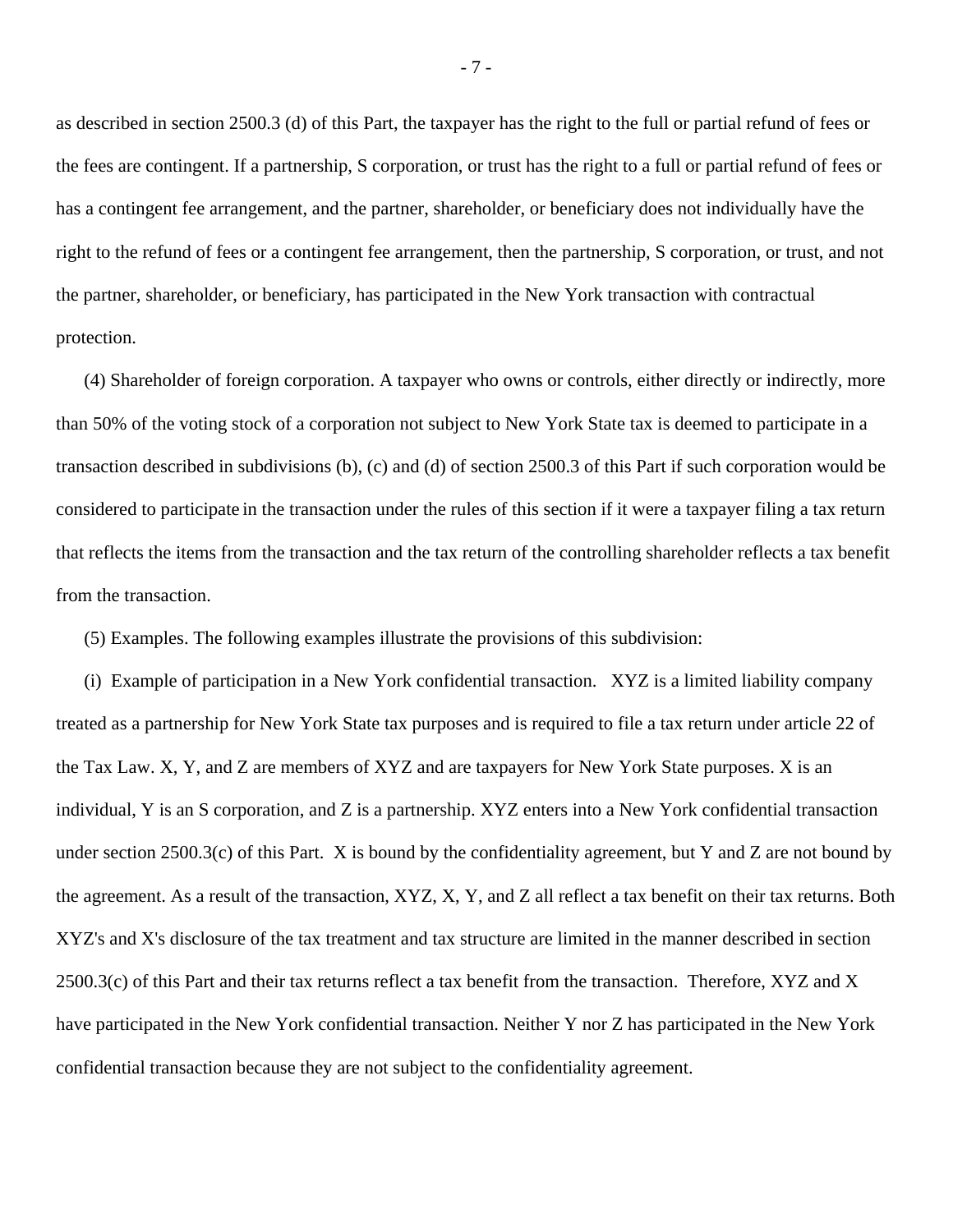as described in section 2500.3 (d) of this Part, the taxpayer has the right to the full or partial refund of fees or the fees are contingent. If a partnership, S corporation, or trust has the right to a full or partial refund of fees or has a contingent fee arrangement, and the partner, shareholder, or beneficiary does not individually have the right to the refund of fees or a contingent fee arrangement, then the partnership, S corporation, or trust, and not the partner, shareholder, or beneficiary, has participated in the New York transaction with contractual protection.

(4) Shareholder of foreign corporation. A taxpayer who owns or controls, either directly or indirectly, more than 50% of the voting stock of a corporation not subject to New York State tax is deemed to participate in a transaction described in subdivisions (b), (c) and (d) of section 2500.3 of this Part if such corporation would be considered to participate in the transaction under the rules of this section if it were a taxpayer filing a tax return that reflects the items from the transaction and the tax return of the controlling shareholder reflects a tax benefit from the transaction.

(5) Examples. The following examples illustrate the provisions of this subdivision:

(i) Example of participation in a New York confidential transaction. XYZ is a limited liability company treated as a partnership for New York State tax purposes and is required to file a tax return under article 22 of the Tax Law. X, Y, and Z are members of XYZ and are taxpayers for New York State purposes. X is an individual, Y is an S corporation, and Z is a partnership. XYZ enters into a New York confidential transaction under section 2500.3(c) of this Part. X is bound by the confidentiality agreement, but Y and Z are not bound by the agreement. As a result of the transaction, XYZ, X, Y, and Z all reflect a tax benefit on their tax returns. Both XYZ's and X's disclosure of the tax treatment and tax structure are limited in the manner described in section 2500.3(c) of this Part and their tax returns reflect a tax benefit from the transaction. Therefore, XYZ and X have participated in the New York confidential transaction. Neither Y nor Z has participated in the New York confidential transaction because they are not subject to the confidentiality agreement.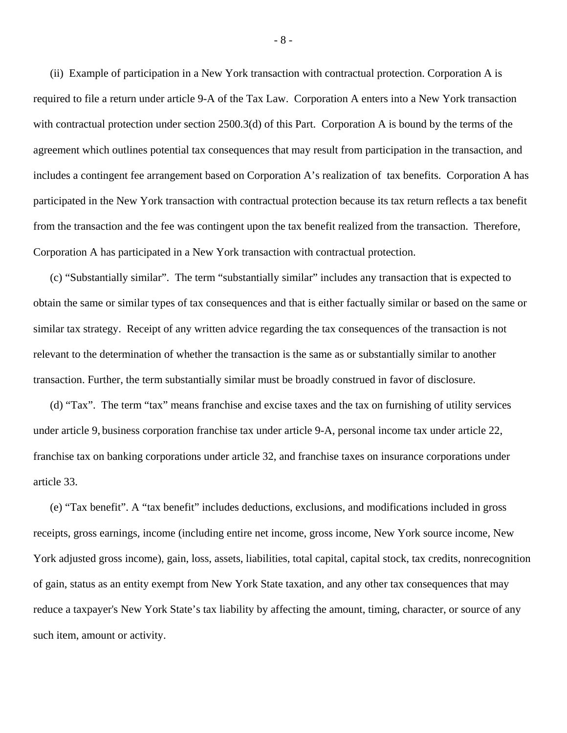(ii) Example of participation in a New York transaction with contractual protection. Corporation A is required to file a return under article 9-A of the Tax Law. Corporation A enters into a New York transaction with contractual protection under section 2500.3(d) of this Part. Corporation A is bound by the terms of the agreement which outlines potential tax consequences that may result from participation in the transaction, and includes a contingent fee arrangement based on Corporation A's realization of tax benefits. Corporation A has participated in the New York transaction with contractual protection because its tax return reflects a tax benefit from the transaction and the fee was contingent upon the tax benefit realized from the transaction. Therefore, Corporation A has participated in a New York transaction with contractual protection.

(c) "Substantially similar". The term "substantially similar" includes any transaction that is expected to obtain the same or similar types of tax consequences and that is either factually similar or based on the same or similar tax strategy. Receipt of any written advice regarding the tax consequences of the transaction is not relevant to the determination of whether the transaction is the same as or substantially similar to another transaction. Further, the term substantially similar must be broadly construed in favor of disclosure.

(d) "Tax". The term "tax" means franchise and excise taxes and the tax on furnishing of utility services under article 9, business corporation franchise tax under article 9-A, personal income tax under article 22, franchise tax on banking corporations under article 32, and franchise taxes on insurance corporations under article 33.

(e) "Tax benefit". A "tax benefit" includes deductions, exclusions, and modifications included in gross receipts, gross earnings, income (including entire net income, gross income, New York source income, New York adjusted gross income), gain, loss, assets, liabilities, total capital, capital stock, tax credits, nonrecognition of gain, status as an entity exempt from New York State taxation, and any other tax consequences that may reduce a taxpayer's New York State's tax liability by affecting the amount, timing, character, or source of any such item, amount or activity.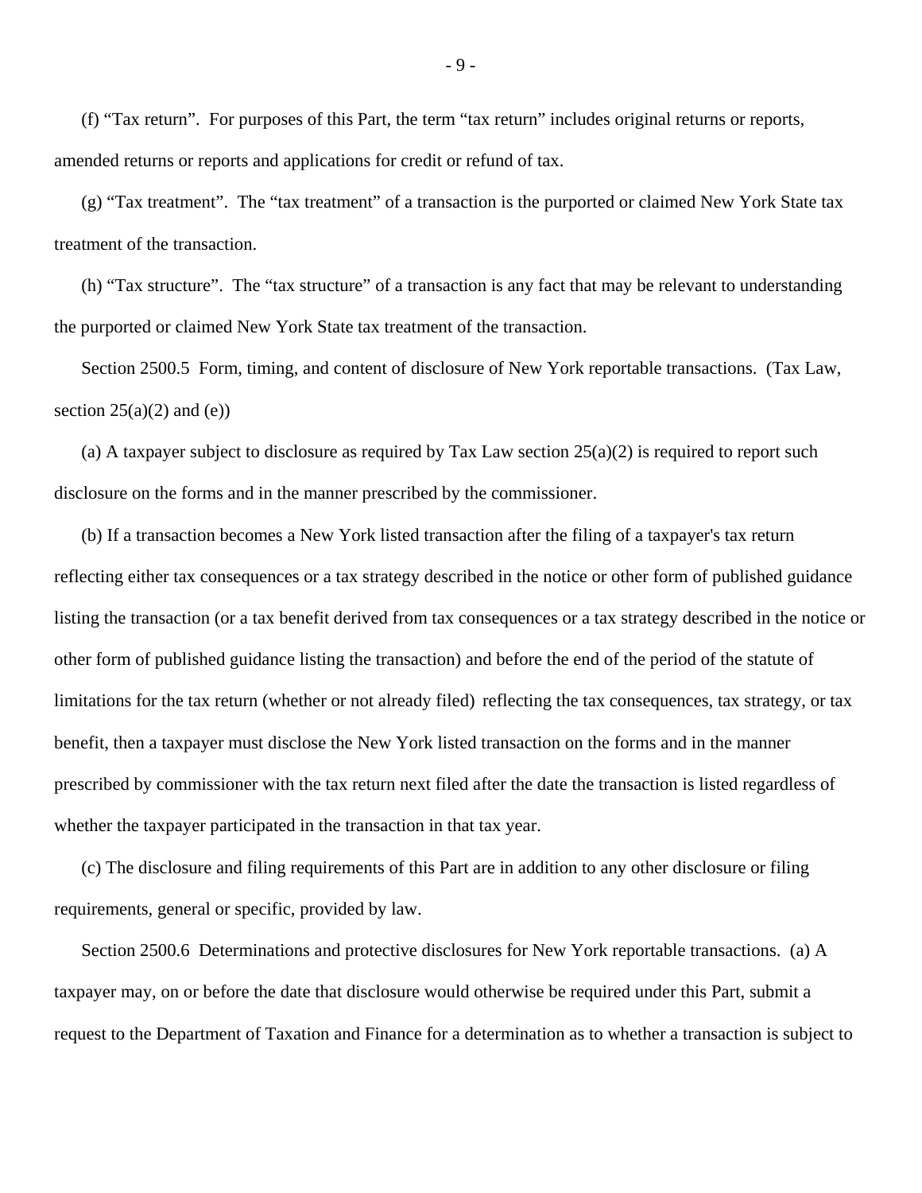(f) “Tax return”. For purposes of this Part, the term “tax return” includes original returns or reports, amended returns or reports and applications for credit or refund of tax.

(g) “Tax treatment”. The “tax treatment” of a transaction is the purported or claimed New York State tax treatment of the transaction.

(h) “Tax structure”. The “tax structure” of a transaction is any fact that may be relevant to understanding the purported or claimed New York State tax treatment of the transaction.

Section 2500.5 Form, timing, and content of disclosure of New York reportable transactions. (Tax Law, section 25(a)(2) and (e))

(a) A taxpayer subject to disclosure as required by Tax Law section 25(a)(2) is required to report such disclosure on the forms and in the manner prescribed by the commissioner.

(b) If a transaction becomes a New York listed transaction after the filing of a taxpayer's tax return reflecting either tax consequences or a tax strategy described in the notice or other form of published guidance listing the transaction (or a tax benefit derived from tax consequences or a tax strategy described in the notice or other form of published guidance listing the transaction) and before the end of the period of the statute of limitations for the tax return (whether or not already filed) reflecting the tax consequences, tax strategy, or tax benefit, then a taxpayer must disclose the New York listed transaction on the forms and in the manner prescribed by commissioner with the tax return next filed after the date the transaction is listed regardless of whether the taxpayer participated in the transaction in that tax year.

(c) The disclosure and filing requirements of this Part are in addition to any other disclosure or filing requirements, general or specific, provided by law.

Section 2500.6 Determinations and protective disclosures for New York reportable transactions. (a) A taxpayer may, on or before the date that disclosure would otherwise be required under this Part, submit a request to the Department of Taxation and Finance for a determination as to whether a transaction is subject to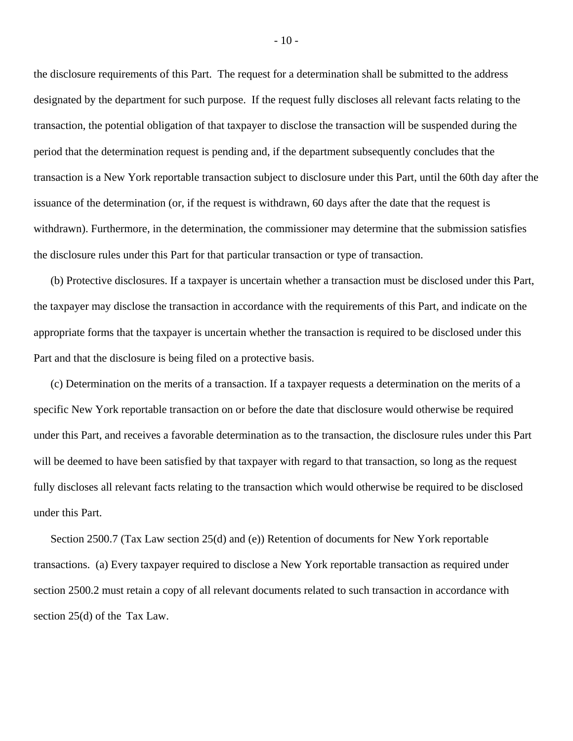the disclosure requirements of this Part. The request for a determination shall be submitted to the address designated by the department for such purpose. If the request fully discloses all relevant facts relating to the transaction, the potential obligation of that taxpayer to disclose the transaction will be suspended during the period that the determination request is pending and, if the department subsequently concludes that the transaction is a New York reportable transaction subject to disclosure under this Part, until the 60th day after the issuance of the determination (or, if the request is withdrawn, 60 days after the date that the request is withdrawn). Furthermore, in the determination, the commissioner may determine that the submission satisfies the disclosure rules under this Part for that particular transaction or type of transaction.

(b) Protective disclosures. If a taxpayer is uncertain whether a transaction must be disclosed under this Part, the taxpayer may disclose the transaction in accordance with the requirements of this Part, and indicate on the appropriate forms that the taxpayer is uncertain whether the transaction is required to be disclosed under this Part and that the disclosure is being filed on a protective basis.

(c) Determination on the merits of a transaction. If a taxpayer requests a determination on the merits of a specific New York reportable transaction on or before the date that disclosure would otherwise be required under this Part, and receives a favorable determination as to the transaction, the disclosure rules under this Part will be deemed to have been satisfied by that taxpayer with regard to that transaction, so long as the request fully discloses all relevant facts relating to the transaction which would otherwise be required to be disclosed under this Part.

Section 2500.7 (Tax Law section 25(d) and (e)) Retention of documents for New York reportable transactions. (a) Every taxpayer required to disclose a New York reportable transaction as required under section 2500.2 must retain a copy of all relevant documents related to such transaction in accordance with section 25(d) of the Tax Law.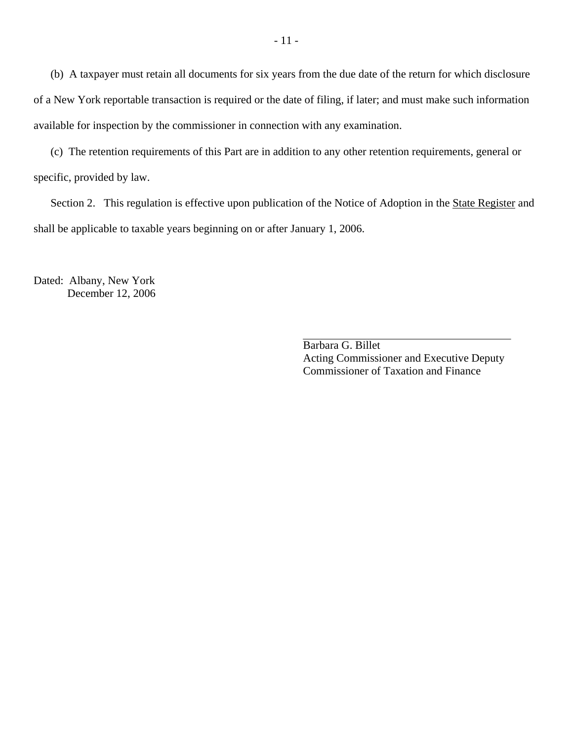(b) A taxpayer must retain all documents for six years from the due date of the return for which disclosure of a New York reportable transaction is required or the date of filing, if later; and must make such information available for inspection by the commissioner in connection with any examination.

(c) The retention requirements of this Part are in addition to any other retention requirements, general or specific, provided by law.

Section 2. This regulation is effective upon publication of the Notice of Adoption in the State Register and shall be applicable to taxable years beginning on or after January 1, 2006.

Dated: Albany, New York
December 12, 2006

Barbara G. Billet
Acting Commissioner and Executive Deputy
Commissioner of Taxation and Finance